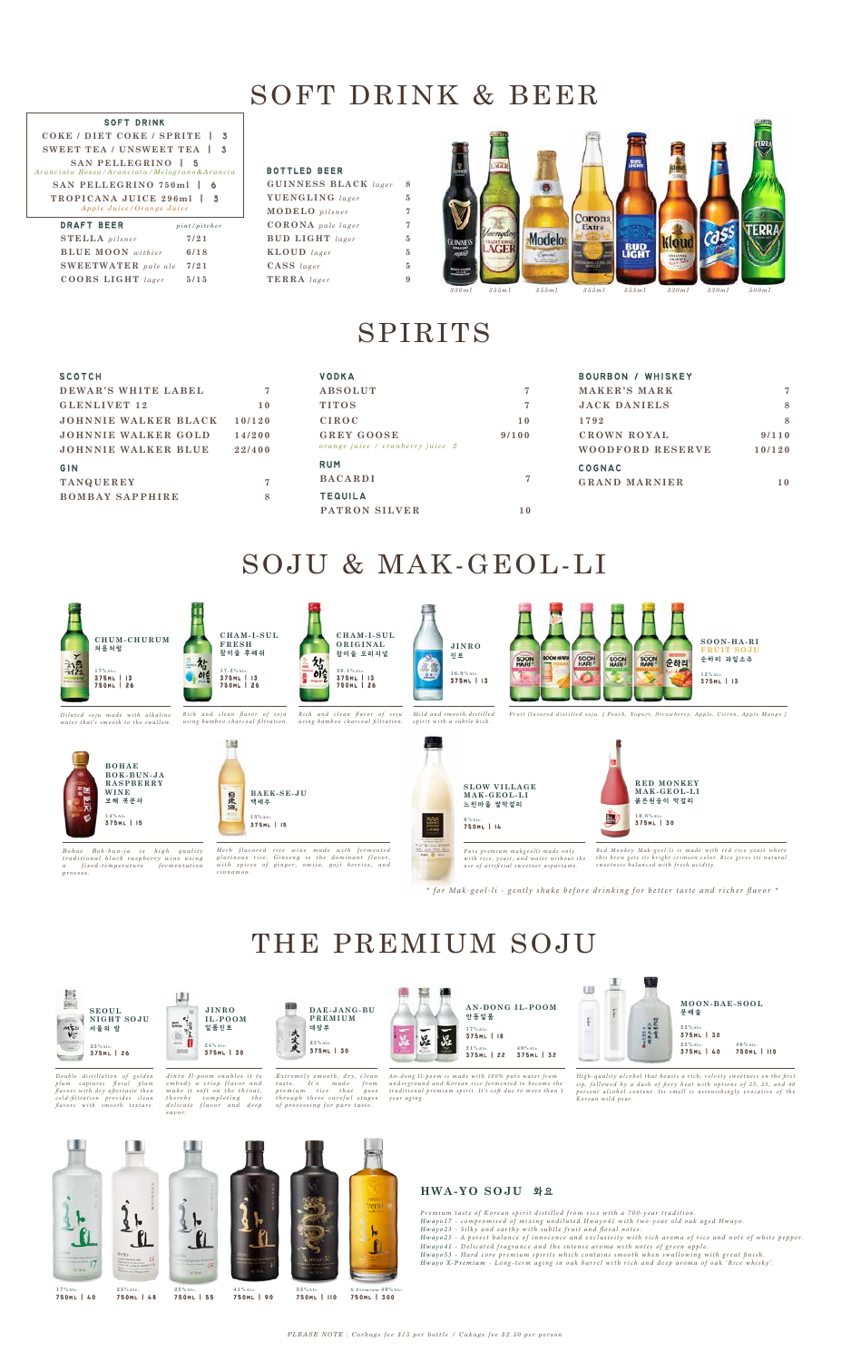# SOFT DRINK & BEER

## SOFT DRINK

| | |
|---|---|
| COKE / DIET COKE / SPRITE | 3 |
| SWEET TEA / UNSWEET TEA | 3 |
| SAN PELLEGRINO *Aranciata Rossa / Aranciata / Melograno&Arancia* | 5 |
| SAN PELLEGRINO 750ml | 6 |
| TROPICANA JUICE 296ml *Apple Juice / Orange Juice* | 3 |

## DRAFT BEER

| | pint/pitcher |
|---|---|
| STELLA *pilsner* | 7/21 |
| BLUE MOON *witbier* | 6/18 |
| SWEETWATER *pale ale* | 7/21 |
| COORS LIGHT *lager* | 5/15 |

## BOTTLED BEER

| | |
|---|---|
| GUINNESS BLACK *lager* | 8 |
| YUENGLING *lager* | 5 |
| MODELO *pilsner* | 7 |
| CORONA *pale lager* | 7 |
| BUD LIGHT *lager* | 5 |
| KLOUD *lager* | 5 |
| CASS *lager* | 5 |
| TERRA *lager* | 9 |

330ml · 355ml · 355ml · 355ml · 355ml · 330ml · 330ml · 500ml

# SPIRITS

## SCOTCH

| | |
|---|---|
| DEWAR'S WHITE LABEL | 7 |
| GLENLIVET 12 | 10 |
| JOHNNIE WALKER BLACK | 10/120 |
| JOHNNIE WALKER GOLD | 14/200 |
| JOHNNIE WALKER BLUE | 22/400 |

## GIN

| | |
|---|---|
| TANQUEREY | 7 |
| BOMBAY SAPPHIRE | 8 |

## VODKA

| | |
|---|---|
| ABSOLUT | 7 |
| TITOS | 7 |
| CIROC | 10 |
| GREY GOOSE | 9/100 |

*orange juice / cranberry juice 2*

## RUM

| | |
|---|---|
| BACARDI | 7 |

## TEQUILA

| | |
|---|---|
| PATRON SILVER | 10 |

## BOURBON / WHISKEY

| | |
|---|---|
| MAKER'S MARK | 7 |
| JACK DANIELS | 8 |
| 1792 | 8 |
| CROWN ROYAL | 9/110 |
| WOODFORD RESERVE | 10/120 |

## COGNAC

| | |
|---|---|
| GRAND MARNIER | 10 |

# SOJU & MAK-GEOL-LI

**CHUM-CHURUM** 처음처럼
17%Alc.
375ML | 13
750ML | 26
*Diluted soju made with alkaline water that's smooth to the swallow.*

**CHAM-I-SUL FRESH** 참이슬 후레쉬
17.2%Alc.
375ML | 13
750ML | 26
*Rich and clean flavor of soju using bamboo charcoal filtration.*

**CHAM-I-SUL ORIGINAL** 참이슬 오리지널
20.1%Alc.
375ML | 13
750ML | 26
*Rich and clean flavor of soju using bamboo charcoal filtration.*

**JINRO** 진로
16.9%Alc.
375ML | 13
*Mild and smooth distilled spirit with a subtle kick.*

**SOON-HA-RI FRUIT SOJU** 순하리 과일소주
12%Alc.
375ML | 13
*Fruit flavored distilled soju. ( Peach, Yogurt, Strawberry, Apple, Citron, Apple Mango )*

**BOHAE BOK-BUN-JA RASPBERRY WINE** 보해 복분자
14%Alc.
375ML | 15
*Bohae Bok-bun-ja is high quality traditional black raspberry wine using a fixed-temperature fermentation process.*

**BAEK-SE-JU** 백세주
13%Alc.
375ML | 15
*Herb flavored rice wine made with fermented glutinous rice. Ginseng is the dominant flavor, with spices of ginger, omija, goji berries, and cinnamon.*

**SLOW VILLAGE MAK-GEOL-LI** 느린마을 쌀막걸리
6%Alc.
750ML | 14
*Pure premium makgeolli made only with rice, yeast, and water without the use of artificial sweetner aspartame.*

**RED MONKEY MAK-GEOL-LI** 붉은원숭이 막걸리
10.8%Alc.
375ML | 30
*Red Monkey Mak-geol-li is made with red rice yeast where this brew gets its bright crimson color. Rice gives its natural sweetness balanced with fresh acidity.*

*\* for Mak-geol-li - gently shake before drinking for better taste and richer flavor \**

# THE PREMIUM SOJU

**SEOUL NIGHT SOJU** 서울의 밤
23%Alc.
375ML | 26
*Double distillation of golden plum captures floral plum flavors with dry aftertaste then cold-filtration provides clean flavors with smooth texture.*

**JINRO IL-POOM** 일품진로
24%Alc.
375ML | 30
*Jinro Il-poom enables it to embody a crisp flavor and make it soft on the throat, thereby completing the delicate flavor and deep savor.*

**DAE-JANG-BU PREMIUM** 대장부
21%Alc.
375ML | 30
*Extremely smooth, dry, clean taste. It's made from premium rice that goes through three careful stages of processing for pure taste.*

**AN-DONG IL-POOM** 안동일품
17%Alc. 375ML | 18
21%Alc. 375ML | 22
40%Alc. 375ML | 32
*An-dong Il-poom is made with 100% pure water from underground and Korean rice fermented to become the traditional premium spirit. It's soft due to more than 1 year aging.*

**MOON-BAE-SOOL** 문배술
23%Alc. 375ML | 30
25%Alc. 375ML | 40
40%Alc. 750ML | 110
*High-quality alcohol that boasts a rich, velvety sweetness on the first sip, followed by a dash of fiery heat with options of 23, 25, and 40 percent alcohol content. Its smell is astonishingly evocative of the Korean wild pear.*

## HWA-YO SOJU 화요

| 17%Alc. | 23%Alc. | 25%Alc. | 41%Alc. | 53%Alc. | X-Premium 40%Alc. |
|---|---|---|---|---|---|
| 750ML \| 40 | 750ML \| 48 | 750ML \| 55 | 750ML \| 90 | 750ML \| 110 | 750ML \| 300 |

*Premium taste of Korean spirit distilled from rice with a 700-year tradition.*
*Hwayo17 - compromised of mixing undiluted Hwayo41 with two-year old oak aged Hwayo.*
*Hwayo23 - Silky and earthy with subtle fruit and floral notes.*
*Hwayo25 - A perfect balance of innocence and exclusivity with rich aroma of rice and note of white pepper.*
*Hwayo41 - Delicated fragrance and the intense aroma with notes of green apple.*
*Hwayo53 - Hard core premium spirits which contains smooth when swallowing with great finish.*
*Hwayo X-Premium - Long-term aging in oak barrel with rich and deep aroma of oak 'Rice whisky'.*

*PLEASE NOTE : Corkage fee $15 per bottle / Cakage fee $2.50 per person*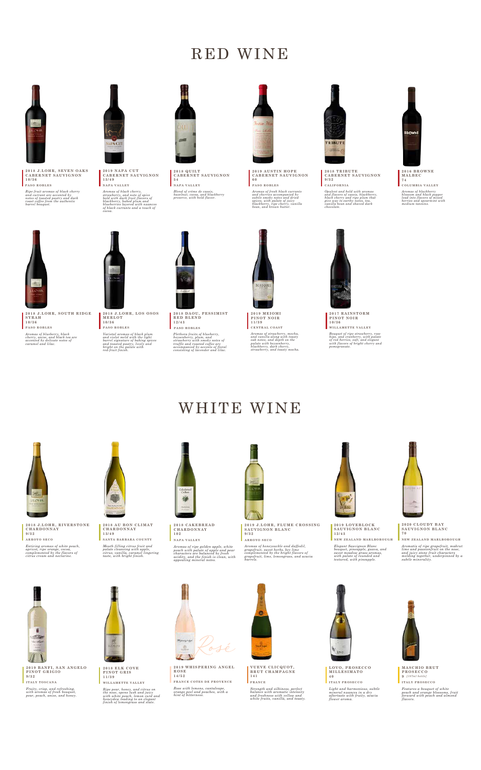# RED WINE

**2018 J.LOHR, SEVEN OAKS CABERNET SAUVIGNON**
10/36
PASO ROBLES

*Ripe fruit aromas of black cherry and currant are accented by notes of toasted pastry and dark roast coffee from the authentic barrel bouquet.*

**2019 NAPA CUT CABERNET SAUVIGNON**
13/49
NAPA VALLEY

*Aromas of black cherry, strawberry, and note of spice bold with dark fruit flavors of blackberry, baked plum and blueberries layered with nuances of black currants and a touch of cocoa.*

**2018 QUILT CABERNET SAUVIGNON**
54
NAPA VALLEY

*Blend of crème de cassis, hazelnut, cocoa, and blackberry preserve, with bold flavor.*

**2019 AUSTIN HOPE CABERNET SAUVIGNON**
60
PASO ROBLES

*Aromas of fresh black currants and cherries accompanied by subtle smoky notes and dried spices, with palate of juicy blackberry, ripe cherry, vanilla bean, and brown butter.*

**2018 TRIBUTE CABERNET SAUVIGNON**
9/32
CALIFORNIA

*Opulent and bold with aromas and flavors of cassis, blackberry, black cherry and ripe plum that give way to earthy notes, tea, vanilla bean and shaved dark chocolate.*

**2016 BROWNE MALBEC**
74
COLUMBIA VALLEY

*Aromas of blackberry blossom and black pepper lead into flavors of mixed berries and spearmint with medium tannins.*

**2018 J.LOHR, SOUTH RIDGE SYRAH**
10/36
PASO ROBLES

*Aromas of blueberry, black cherry, anise, and black tea are accented by delicate notes of caramel and lilac.*

**2018 J.LOHR, LOS OSOS MERLOT**
10/36
PASO ROBLES

*Varietal aromas of black plum and violet meld with the light barrel signature of baking spices and toasted pastry, lively and bright on the palate with red-fruit finish.*

**2018 DAOU, PESSIMIST RED BLEND**
12/43
PASO ROBLES

*Plethora fruits of blueberry, boysenberry, plum, and strawberry with smoky notes of truffle and roasted coffee are accompanied by accents of floral consisting of lavender and lilac.*

**2019 MEIOMI PINOT NOIR**
11/39
CENTRAL COAST

*Aromas of strawberry, mocha, and vanilla along with toasty oak notes, and depth on the palate with boysenberry, blackberry, dark cherry, strawberry, and toasty mocha.*

**2017 RAINSTORM PINOT NOIR**
10/36
WILLAMETTE VALLEY

*Bouquet of ripe strawberry, rose hips, and cranberry, with palate of red berries, soft, and elegant with flavors of bright cherry and pomegranate.*

# WHITE WINE

**2018 J.LOHR, RIVERSTONE CHARDONNAY**
9/32
ARROYO SECO

*Enticing aromas of white peach, apricot, ripe orange, cocoa, complemented by the flavors of citrus cream and nectarine.*

**2018 AU BON CLIMAT CHARDONNAY**
13/49
SANTA BARBARA COUNTY

*Mouth filling citrus fruit and palate cleansing with apple, citrus, vanilla, caramel lingering taste, with bright finish.*

**2018 CAKEBREAD CHARDONNAY**
102
NAPA VALLEY

*Aromas of ripe golden apple, white peach with palate of apple and pear characters are balanced by fresh acidity, and the finish is clean, with appealing mineral notes.*

**2019 J.LOHR, FLUME CROSSING SAUVIGNON BLANC**
9/32
ARROYO SECO

*Aromas of honeysuckle and daffodil, grapefruit, sweet herbs, key lime complemented by the bright flavors of grapefruit, lime, lemongrass, and acacia barrels.*

**2019 LOVEBLOCK SAUVIGNON BLANC**
12/43
NEW ZEALAND MARLBOROUGH

*Elegant Sauvignon Blanc bouquet, pineapple, guava, and sweet meadow grass aromas, with palate of rounded and textured, with pineapple.*

**2020 CLOUDY BAY SAUVIGNON BLANC**
70
NEW ZEALAND MARLBOROUGH

*Aromatics of ripe grapefruit, makrut lime and passionfruit on the nose, and juicy stone fruit characters melding together, underpinned by a subtle minerality.*

**2019 BANFI, SAN ANGELO PINOT GRIGIO**
9/32
ITALY TOSCANA

*Fruity, crisp, and refreshing, with aromas of fresh bouquet, pear, peach, anise, and honey.*

**2018 ELK COVE PINOT GRIS**
11/39
WILLAMETTE VALLEY

*Ripe pear, honey, and citrus on the nose, opens lush and juicy with white peach, lemon curd and honeydew leading to an elegant finish of lemongrass and slate.*

**2019 WHISPERING ANGEL ROSE**
14/52
FRANCE COTES DE PROVENCE

*Rose with lemons, cantaloupe, orange peel and peaches, with a hint of bitterness.*

Rosé

**VUEVE CLICQUOT, BRUT CHAMPAGNE**
141
FRANCE

*Strength and silkiness, perfect balance with aromatic intensity and freshness with yellow and white fruits, vanilla, and toasty.*

**LOVO, PROSECCO MILLESIMATO**
40
ITALY PROSECCO

*Light and harmonious, subtle mineral nuances in a dry aftertaste with fruity, acacia flower aroma.*

**MASCHIO BRUT PROSECCO**
9 *[187ml bottle]*
ITALY PROSECCO

*Features a bouquet of white peach and orange blossoms, fruit forward with peach and almond flavors.*